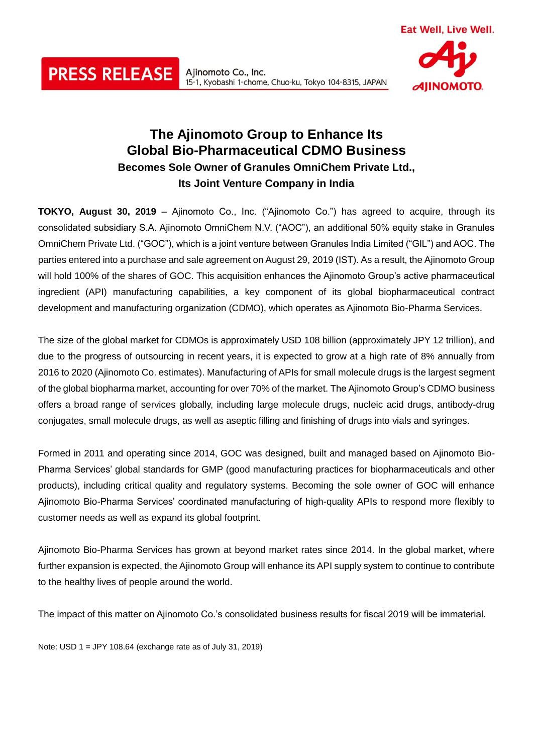PRESS RELEASE

Ajinomoto Co., Inc.
15-1, Kyobashi 1-chome, Chuo-ku, Tokyo 104-8315, JAPAN

Eat Well, Live Well.

AJINOMOTO

# The Ajinomoto Group to Enhance Its Global Bio-Pharmaceutical CDMO Business

## Becomes Sole Owner of Granules OmniChem Private Ltd., Its Joint Venture Company in India

**TOKYO, August 30, 2019** – Ajinomoto Co., Inc. ("Ajinomoto Co.") has agreed to acquire, through its consolidated subsidiary S.A. Ajinomoto OmniChem N.V. ("AOC"), an additional 50% equity stake in Granules OmniChem Private Ltd. ("GOC"), which is a joint venture between Granules India Limited ("GIL") and AOC. The parties entered into a purchase and sale agreement on August 29, 2019 (IST). As a result, the Ajinomoto Group will hold 100% of the shares of GOC. This acquisition enhances the Ajinomoto Group's active pharmaceutical ingredient (API) manufacturing capabilities, a key component of its global biopharmaceutical contract development and manufacturing organization (CDMO), which operates as Ajinomoto Bio-Pharma Services.

The size of the global market for CDMOs is approximately USD 108 billion (approximately JPY 12 trillion), and due to the progress of outsourcing in recent years, it is expected to grow at a high rate of 8% annually from 2016 to 2020 (Ajinomoto Co. estimates). Manufacturing of APIs for small molecule drugs is the largest segment of the global biopharma market, accounting for over 70% of the market. The Ajinomoto Group's CDMO business offers a broad range of services globally, including large molecule drugs, nucleic acid drugs, antibody-drug conjugates, small molecule drugs, as well as aseptic filling and finishing of drugs into vials and syringes.

Formed in 2011 and operating since 2014, GOC was designed, built and managed based on Ajinomoto Bio-Pharma Services' global standards for GMP (good manufacturing practices for biopharmaceuticals and other products), including critical quality and regulatory systems. Becoming the sole owner of GOC will enhance Ajinomoto Bio-Pharma Services' coordinated manufacturing of high-quality APIs to respond more flexibly to customer needs as well as expand its global footprint.

Ajinomoto Bio-Pharma Services has grown at beyond market rates since 2014. In the global market, where further expansion is expected, the Ajinomoto Group will enhance its API supply system to continue to contribute to the healthy lives of people around the world.

The impact of this matter on Ajinomoto Co.'s consolidated business results for fiscal 2019 will be immaterial.

Note: USD 1 = JPY 108.64 (exchange rate as of July 31, 2019)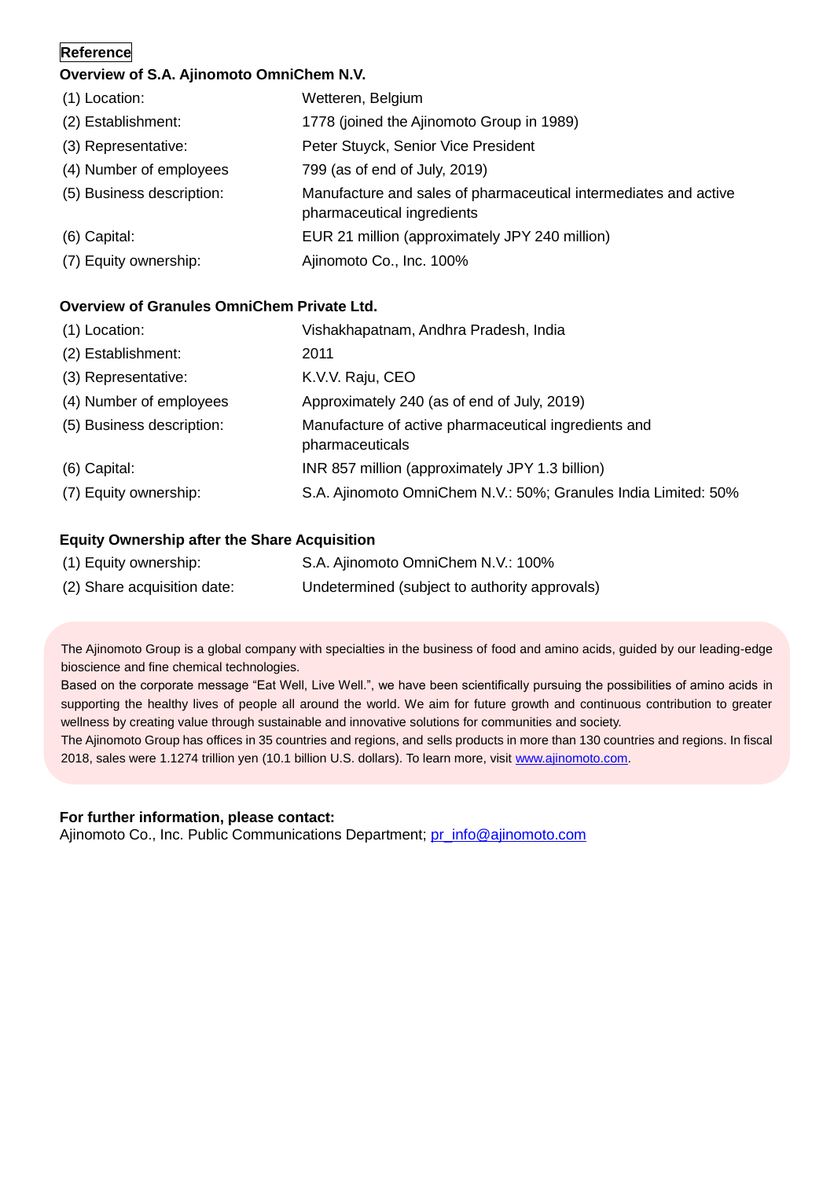**Reference**

**Overview of S.A. Ajinomoto OmniChem N.V.**

| | |
|---|---|
| (1) Location: | Wetteren, Belgium |
| (2) Establishment: | 1778 (joined the Ajinomoto Group in 1989) |
| (3) Representative: | Peter Stuyck, Senior Vice President |
| (4) Number of employees | 799 (as of end of July, 2019) |
| (5) Business description: | Manufacture and sales of pharmaceutical intermediates and active pharmaceutical ingredients |
| (6) Capital: | EUR 21 million (approximately JPY 240 million) |
| (7) Equity ownership: | Ajinomoto Co., Inc. 100% |

**Overview of Granules OmniChem Private Ltd.**

| | |
|---|---|
| (1) Location: | Vishakhapatnam, Andhra Pradesh, India |
| (2) Establishment: | 2011 |
| (3) Representative: | K.V.V. Raju, CEO |
| (4) Number of employees | Approximately 240 (as of end of July, 2019) |
| (5) Business description: | Manufacture of active pharmaceutical ingredients and pharmaceuticals |
| (6) Capital: | INR 857 million (approximately JPY 1.3 billion) |
| (7) Equity ownership: | S.A. Ajinomoto OmniChem N.V.: 50%; Granules India Limited: 50% |

**Equity Ownership after the Share Acquisition**

| | |
|---|---|
| (1) Equity ownership: | S.A. Ajinomoto OmniChem N.V.: 100% |
| (2) Share acquisition date: | Undetermined (subject to authority approvals) |

The Ajinomoto Group is a global company with specialties in the business of food and amino acids, guided by our leading-edge bioscience and fine chemical technologies.
Based on the corporate message "Eat Well, Live Well.", we have been scientifically pursuing the possibilities of amino acids in supporting the healthy lives of people all around the world. We aim for future growth and continuous contribution to greater wellness by creating value through sustainable and innovative solutions for communities and society.
The Ajinomoto Group has offices in 35 countries and regions, and sells products in more than 130 countries and regions. In fiscal 2018, sales were 1.1274 trillion yen (10.1 billion U.S. dollars). To learn more, visit www.ajinomoto.com.

**For further information, please contact:**
Ajinomoto Co., Inc. Public Communications Department; pr_info@ajinomoto.com